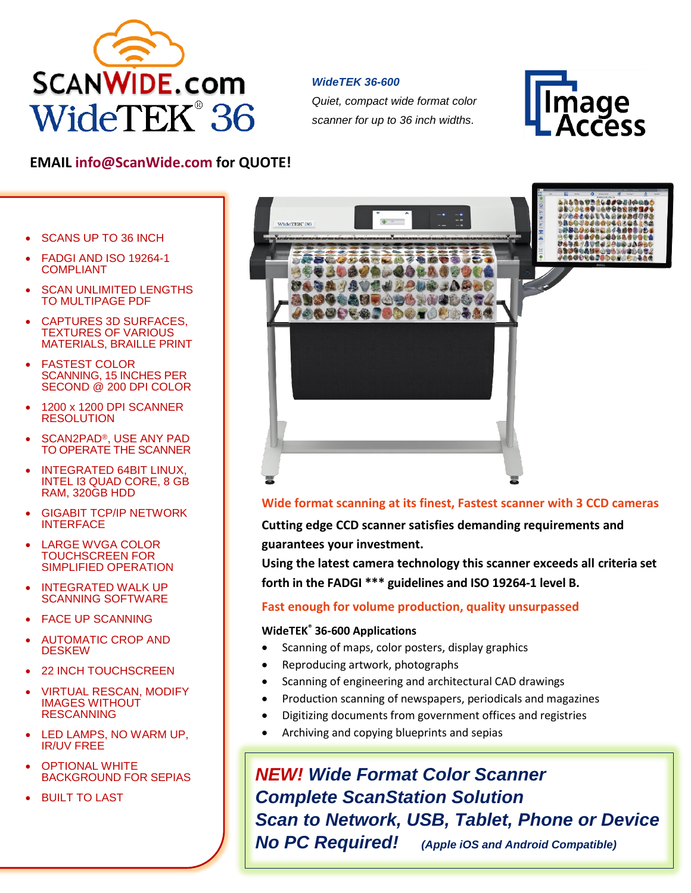# SCANWIDE.com WideTEK® 36

***WideTEK 36-600***

*Quiet, compact wide format color scanner for up to 36 inch widths.*

Image Access

**EMAIL info@ScanWide.com for QUOTE!**

- SCANS UP TO 36 INCH
- FADGI AND ISO 19264-1 COMPLIANT
- SCAN UNLIMITED LENGTHS TO MULTIPAGE PDF
- CAPTURES 3D SURFACES, TEXTURES OF VARIOUS MATERIALS, BRAILLE PRINT
- FASTEST COLOR SCANNING, 15 INCHES PER SECOND @ 200 DPI COLOR
- 1200 x 1200 DPI SCANNER RESOLUTION
- SCAN2PAD®, USE ANY PAD TO OPERATE THE SCANNER
- INTEGRATED 64BIT LINUX, INTEL I3 QUAD CORE, 8 GB RAM, 320GB HDD
- GIGABIT TCP/IP NETWORK INTERFACE
- LARGE WVGA COLOR TOUCHSCREEN FOR SIMPLIFIED OPERATION
- INTEGRATED WALK UP SCANNING SOFTWARE
- FACE UP SCANNING
- AUTOMATIC CROP AND DESKEW
- 22 INCH TOUCHSCREEN
- VIRTUAL RESCAN, MODIFY IMAGES WITHOUT RESCANNING
- LED LAMPS, NO WARM UP, IR/UV FREE
- OPTIONAL WHITE BACKGROUND FOR SEPIAS
- BUILT TO LAST

**Wide format scanning at its finest, Fastest scanner with 3 CCD cameras**

**Cutting edge CCD scanner satisfies demanding requirements and guarantees your investment.**

**Using the latest camera technology this scanner exceeds all criteria set forth in the FADGI *** guidelines and ISO 19264-1 level B.**

**Fast enough for volume production, quality unsurpassed**

**WideTEK® 36-600 Applications**

- Scanning of maps, color posters, display graphics
- Reproducing artwork, photographs
- Scanning of engineering and architectural CAD drawings
- Production scanning of newspapers, periodicals and magazines
- Digitizing documents from government offices and registries
- Archiving and copying blueprints and sepias

***NEW! Wide Format Color Scanner***
***Complete ScanStation Solution***
***Scan to Network, USB, Tablet, Phone or Device***
***No PC Required!*** ***(Apple iOS and Android Compatible)***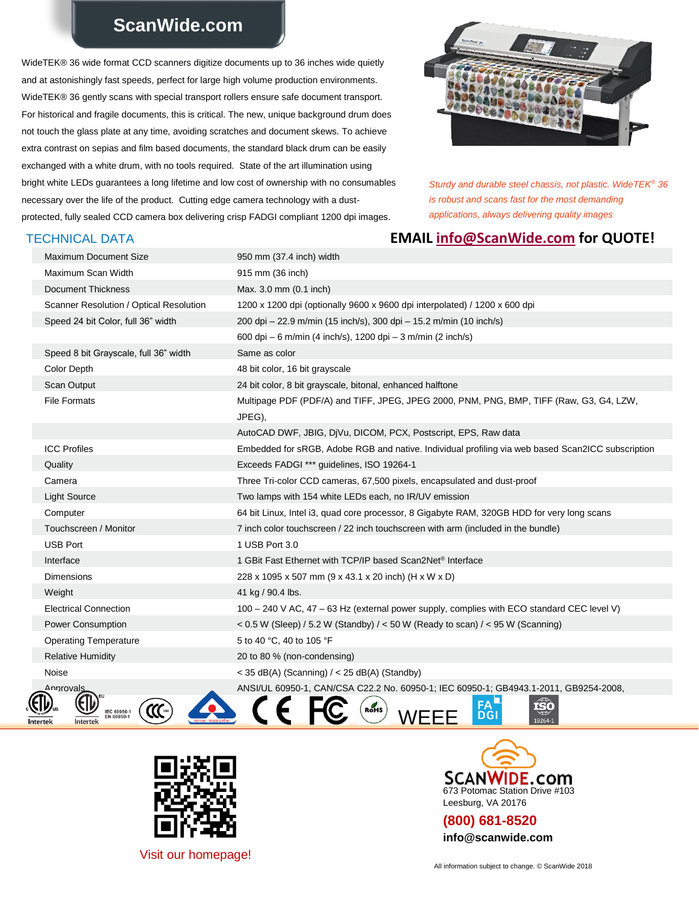## ScanWide.com

WideTEK® 36 wide format CCD scanners digitize documents up to 36 inches wide quietly and at astonishingly fast speeds, perfect for large high volume production environments. WideTEK® 36 gently scans with special transport rollers ensure safe document transport. For historical and fragile documents, this is critical. The new, unique background drum does not touch the glass plate at any time, avoiding scratches and document skews. To achieve extra contrast on sepias and film based documents, the standard black drum can be easily exchanged with a white drum, with no tools required. State of the art illumination using bright white LEDs guarantees a long lifetime and low cost of ownership with no consumables necessary over the life of the product. Cutting edge camera technology with a dust-protected, fully sealed CCD camera box delivering crisp FADGI compliant 1200 dpi images.

*Sturdy and durable steel chassis, not plastic. WideTEK® 36 is robust and scans fast for the most demanding applications, always delivering quality images*

### TECHNICAL DATA

**EMAIL info@ScanWide.com for QUOTE!**

| | |
|---|---|
| Maximum Document Size | 950 mm (37.4 inch) width |
| Maximum Scan Width | 915 mm (36 inch) |
| Document Thickness | Max. 3.0 mm (0.1 inch) |
| Scanner Resolution / Optical Resolution | 1200 x 1200 dpi (optionally 9600 x 9600 dpi interpolated) / 1200 x 600 dpi |
| Speed 24 bit Color, full 36” width | 200 dpi – 22.9 m/min (15 inch/s), 300 dpi – 15.2 m/min (10 inch/s) |
| | 600 dpi – 6 m/min (4 inch/s), 1200 dpi – 3 m/min (2 inch/s) |
| Speed 8 bit Grayscale, full 36” width | Same as color |
| Color Depth | 48 bit color, 16 bit grayscale |
| Scan Output | 24 bit color, 8 bit grayscale, bitonal, enhanced halftone |
| File Formats | Multipage PDF (PDF/A) and TIFF, JPEG, JPEG 2000, PNM, PNG, BMP, TIFF (Raw, G3, G4, LZW, JPEG), |
| | AutoCAD DWF, JBIG, DjVu, DICOM, PCX, Postscript, EPS, Raw data |
| ICC Profiles | Embedded for sRGB, Adobe RGB and native. Individual profiling via web based Scan2ICC subscription |
| Quality | Exceeds FADGI *** guidelines, ISO 19264-1 |
| Camera | Three Tri-color CCD cameras, 67,500 pixels, encapsulated and dust-proof |
| Light Source | Two lamps with 154 white LEDs each, no IR/UV emission |
| Computer | 64 bit Linux, Intel i3, quad core processor, 8 Gigabyte RAM, 320GB HDD for very long scans |
| Touchscreen / Monitor | 7 inch color touchscreen / 22 inch touchscreen with arm (included in the bundle) |
| USB Port | 1 USB Port 3.0 |
| Interface | 1 GBit Fast Ethernet with TCP/IP based Scan2Net® Interface |
| Dimensions | 228 x 1095 x 507 mm (9 x 43.1 x 20 inch) (H x W x D) |
| Weight | 41 kg / 90.4 lbs. |
| Electrical Connection | 100 – 240 V AC, 47 – 63 Hz (external power supply, complies with ECO standard CEC level V) |
| Power Consumption | < 0.5 W (Sleep) / 5.2 W (Standby) / < 50 W (Ready to scan) / < 95 W (Scanning) |
| Operating Temperature | 5 to 40 °C, 40 to 105 °F |
| Relative Humidity | 20 to 80 % (non-condensing) |
| Noise | < 35 dB(A) (Scanning) / < 25 dB(A) (Standby) |
| Approvals | ANSI/UL 60950-1, CAN/CSA C22.2 No. 60950-1; IEC 60950-1; GB4943.1-2011, GB9254-2008, |

Visit our homepage!

SCANWIDE.com
673 Potomac Station Drive #103
Leesburg, VA 20176

**(800) 681-8520**

**info@scanwide.com**

All information subject to change. © ScanWide 2018